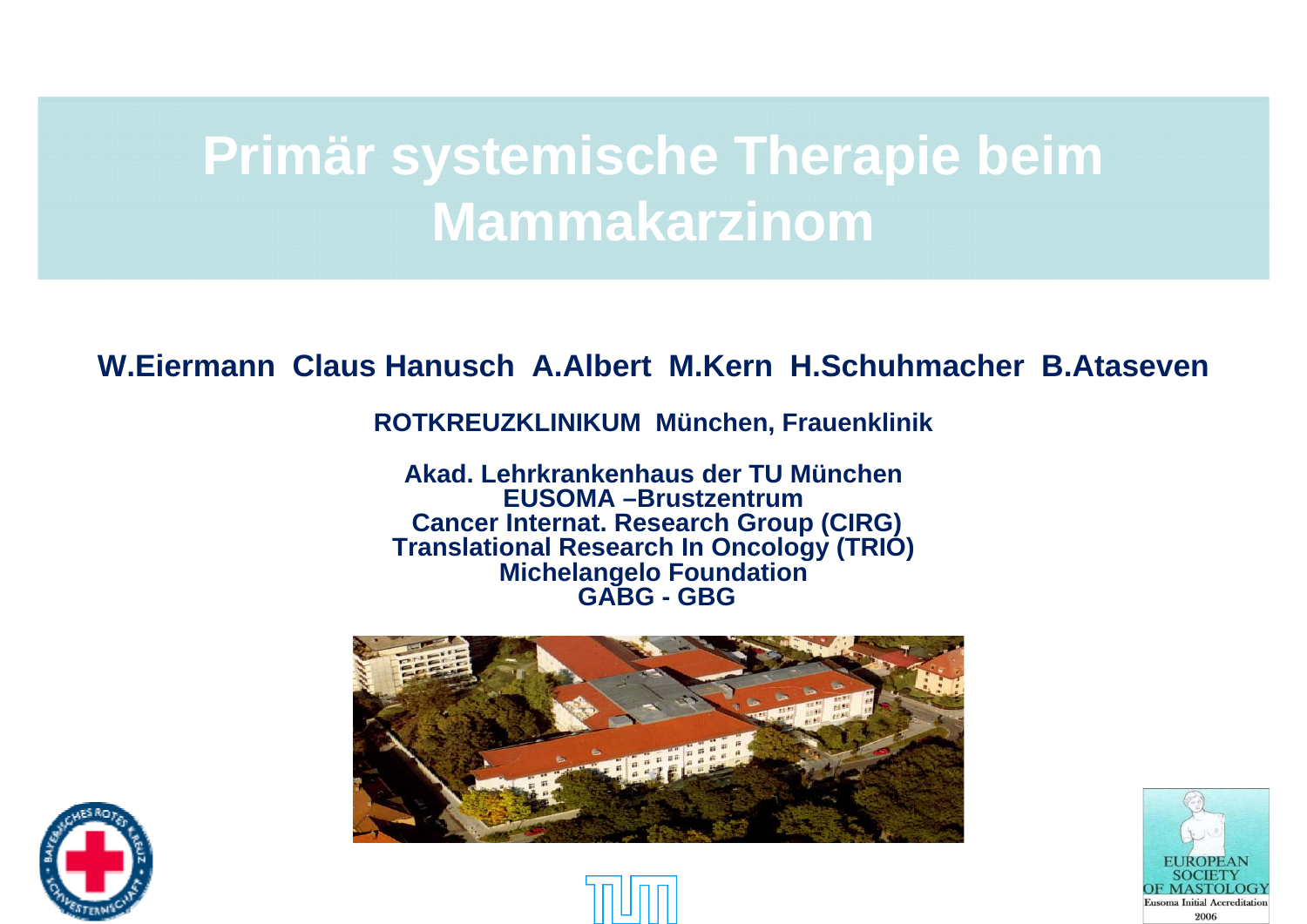# Primär systemische Therapie beim Mammakarzinom

**W.Eiermann Claus Hanusch A.Albert M.Kern H.Schuhmacher B.Ataseven**

**ROTKREUZKLINIKUM München, Frauenklinik**

**Akad. Lehrkrankenhaus der TU München**
**EUSOMA –Brustzentrum**
**Cancer Internat. Research Group (CIRG)**
**Translational Research In Oncology (TRIO)**
**Michelangelo Foundation**
**GABG - GBG**

EUROPEAN SOCIETY OF MASTOLOGY
Eusoma Initial Accreditation
2006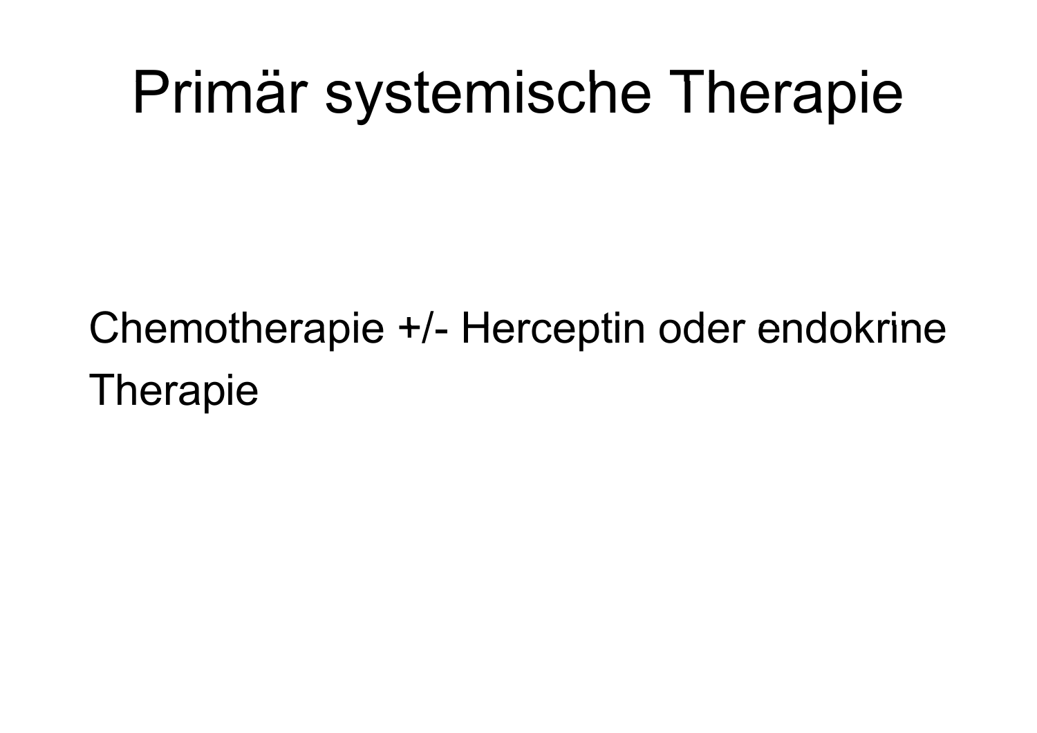# Primär systemische Therapie

Chemotherapie +/- Herceptin oder endokrine Therapie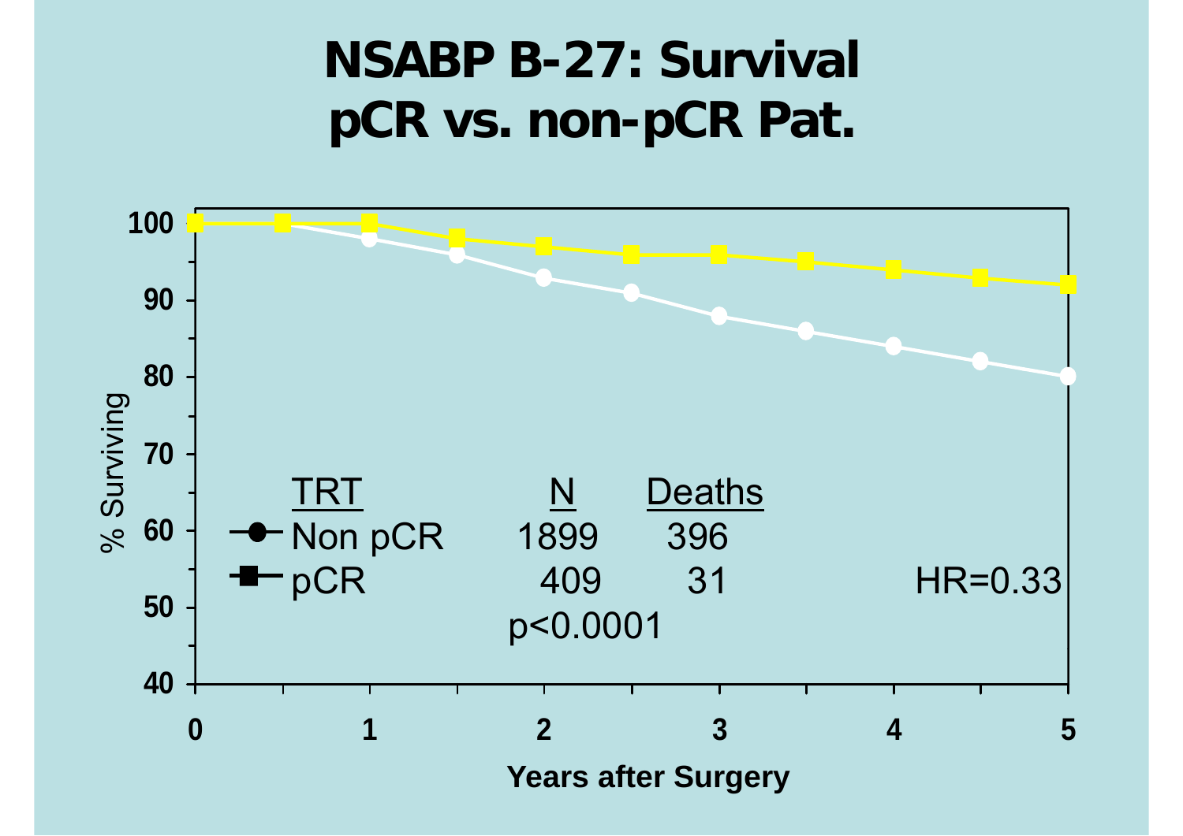# NSABP B-27: Survival pCR vs. non-pCR Pat.

| TRT | N | Deaths |
|---|---|---|
| Non pCR | 1899 | 396 |
| pCR | 409 | 31 |

p<0.0001

HR=0.33

% Surviving

Years after Surgery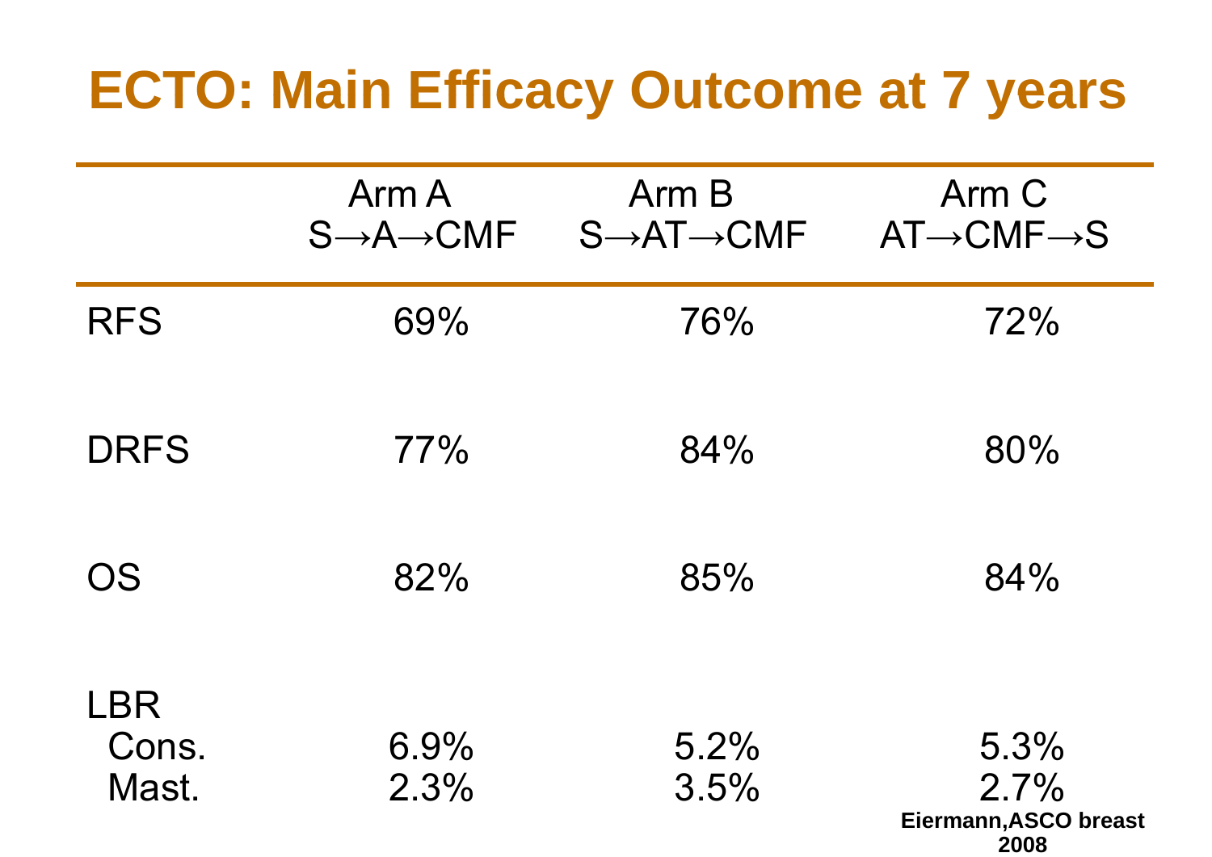# ECTO: Main Efficacy Outcome at 7 years

| | Arm A<br>S→A→CMF | Arm B<br>S→AT→CMF | Arm C<br>AT→CMF→S |
|---|---|---|---|
| RFS | 69% | 76% | 72% |
| DRFS | 77% | 84% | 80% |
| OS | 82% | 85% | 84% |
| LBR | | | |
| Cons. | 6.9% | 5.2% | 5.3% |
| Mast. | 2.3% | 3.5% | 2.7% |

**Eiermann,ASCO breast 2008**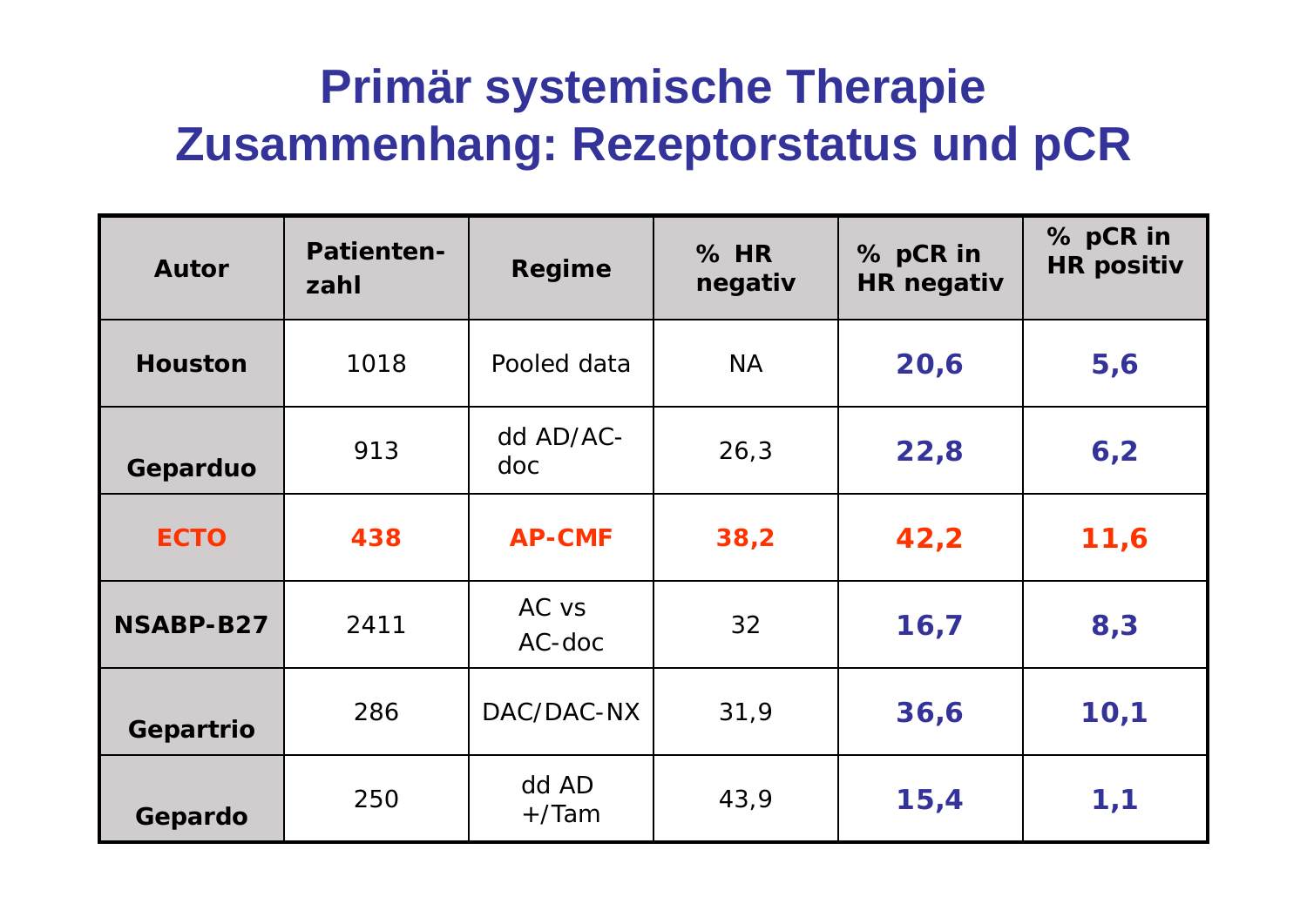# Primär systemische Therapie Zusammenhang: Rezeptorstatus und pCR

| Autor | Patienten-zahl | Regime | % HR negativ | % pCR in HR negativ | % pCR in HR positiv |
|---|---|---|---|---|---|
| **Houston** | 1018 | Pooled data | NA | **20,6** | **5,6** |
| **Geparduo** | 913 | dd AD/AC-doc | 26,3 | **22,8** | **6,2** |
| **ECTO** | **438** | **AP-CMF** | **38,2** | **42,2** | **11,6** |
| **NSABP-B27** | 2411 | AC vs AC-doc | 32 | **16,7** | **8,3** |
| **Gepartrio** | 286 | DAC/DAC-NX | 31,9 | **36,6** | **10,1** |
| **Gepardo** | 250 | dd AD +/Tam | 43,9 | **15,4** | **1,1** |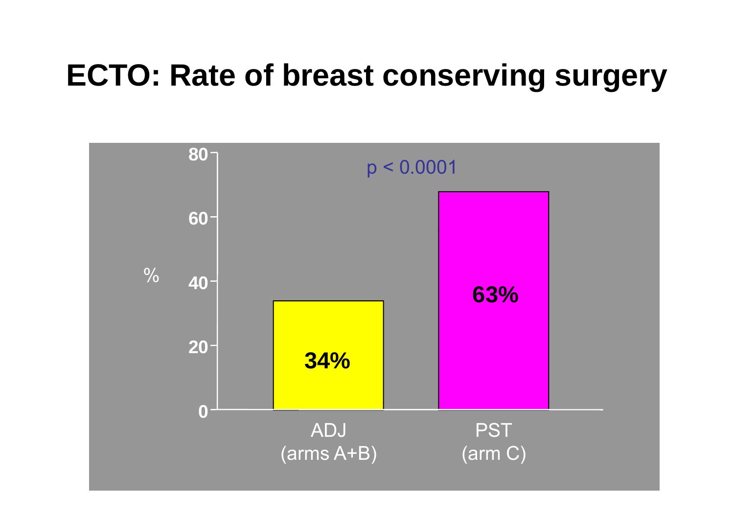# ECTO: Rate of breast conserving surgery

p < 0.0001

| | ADJ (arms A+B) | PST (arm C) |
|---|---|---|
| % | 34% | 63% |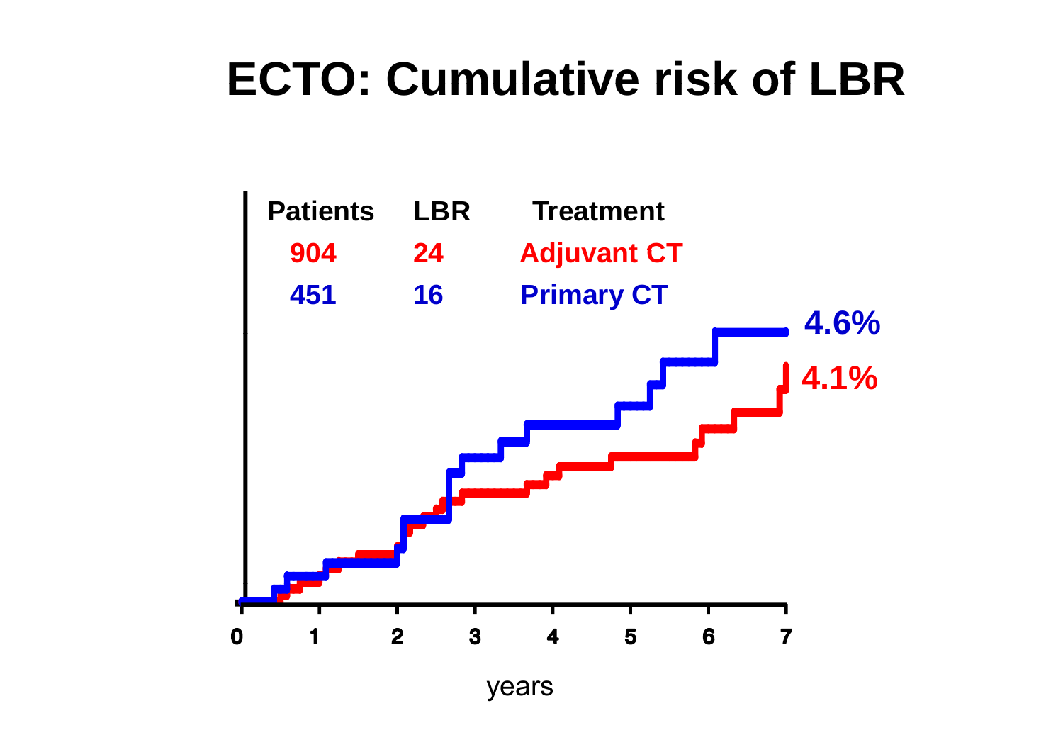# ECTO: Cumulative risk of LBR

| Patients | LBR | Treatment |
| --- | --- | --- |
| 904 | 24 | Adjuvant CT |
| 451 | 16 | Primary CT |

4.6%

4.1%

0 1 2 3 4 5 6 7

years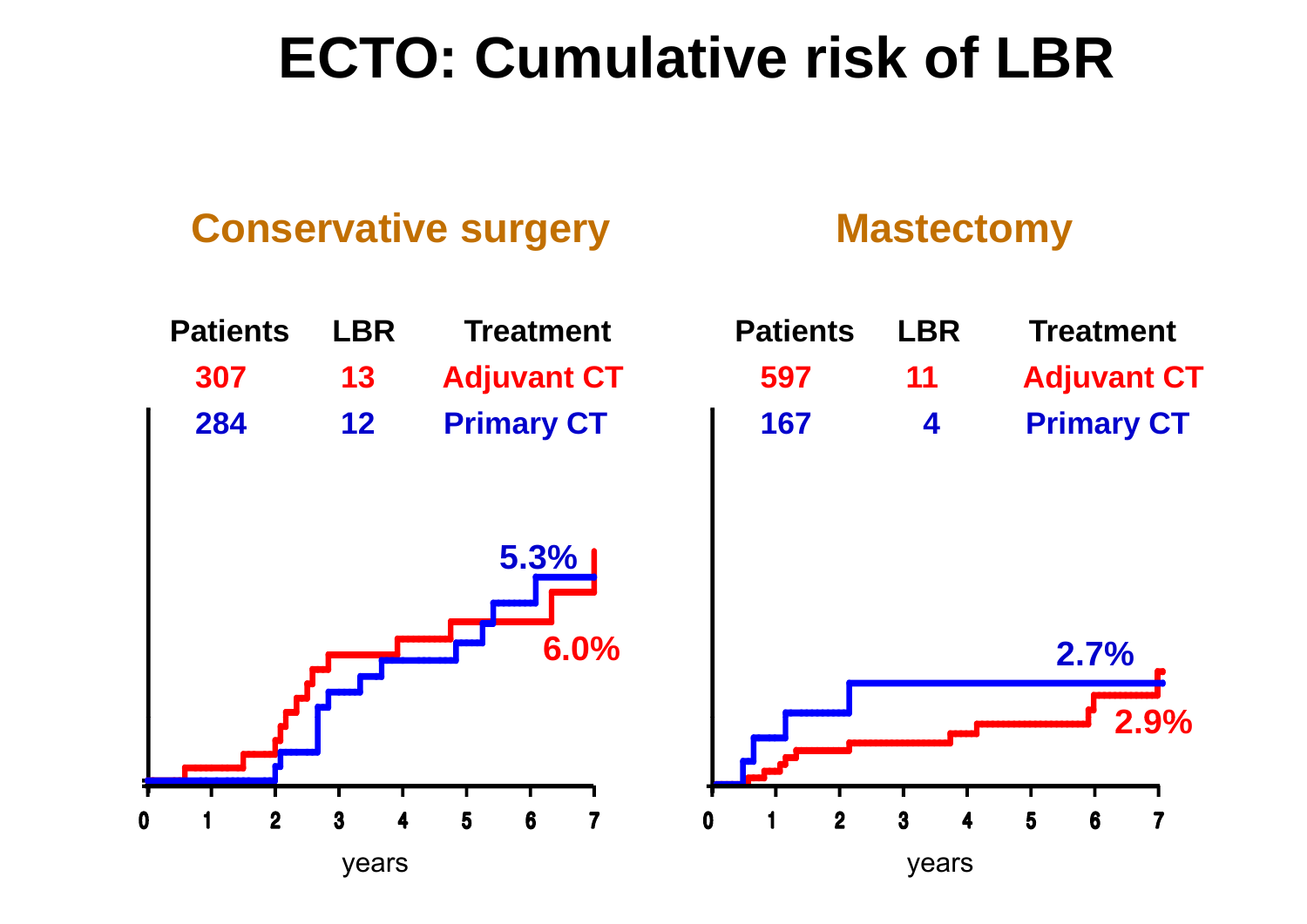# ECTO: Cumulative risk of LBR

## Conservative surgery

| Patients | LBR | Treatment |
|---|---|---|
| 307 | 13 | Adjuvant CT |
| 284 | 12 | Primary CT |

5.3%

6.0%

0 1 2 3 4 5 6 7

years

## Mastectomy

| Patients | LBR | Treatment |
|---|---|---|
| 597 | 11 | Adjuvant CT |
| 167 | 4 | Primary CT |

2.7%

2.9%

0 1 2 3 4 5 6 7

years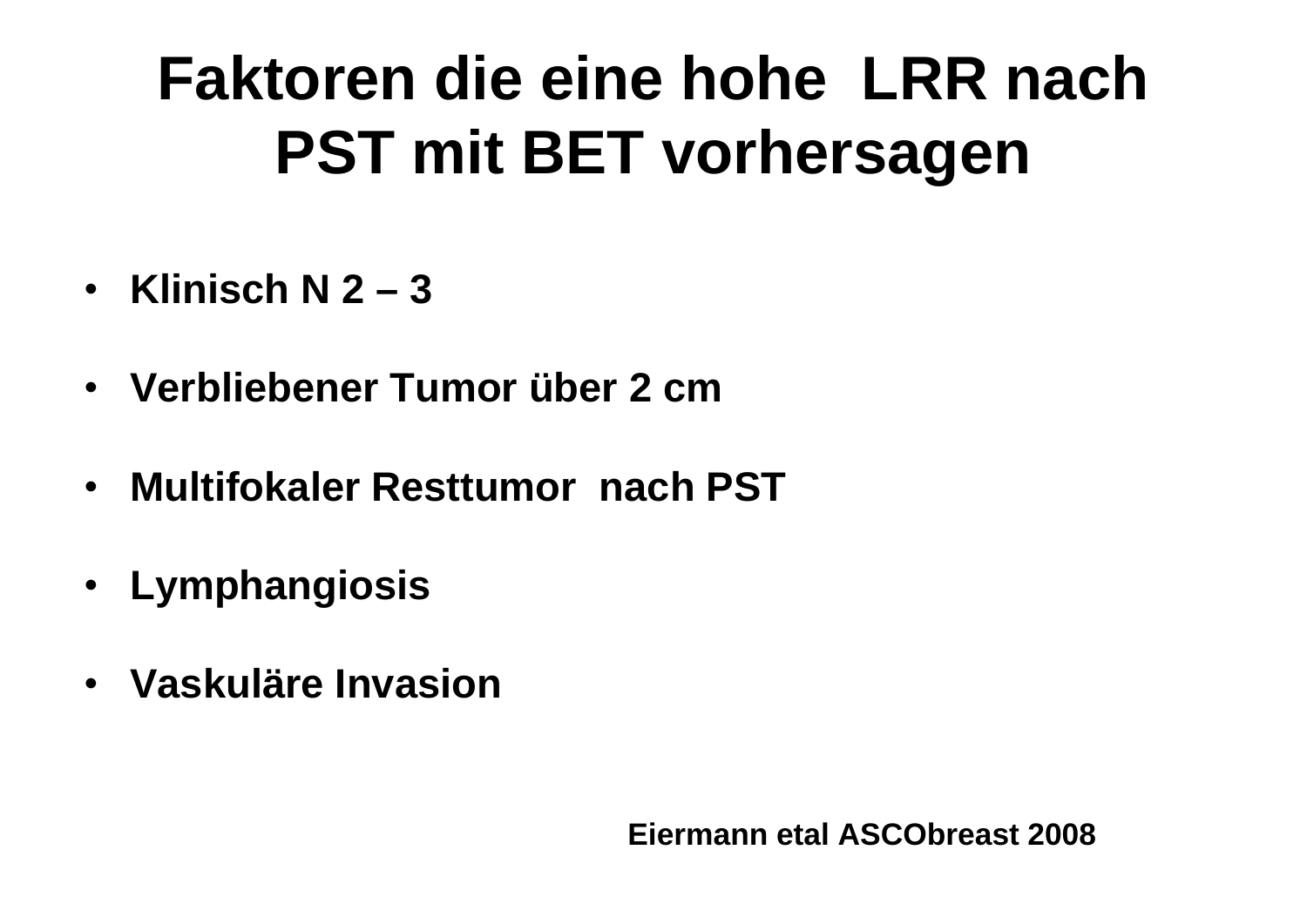# Faktoren die eine hohe LRR nach PST mit BET vorhersagen

- **Klinisch N 2 – 3**
- **Verbliebener Tumor über 2 cm**
- **Multifokaler Resttumor nach PST**
- **Lymphangiosis**
- **Vaskuläre Invasion**

**Eiermann etal ASCObreast 2008**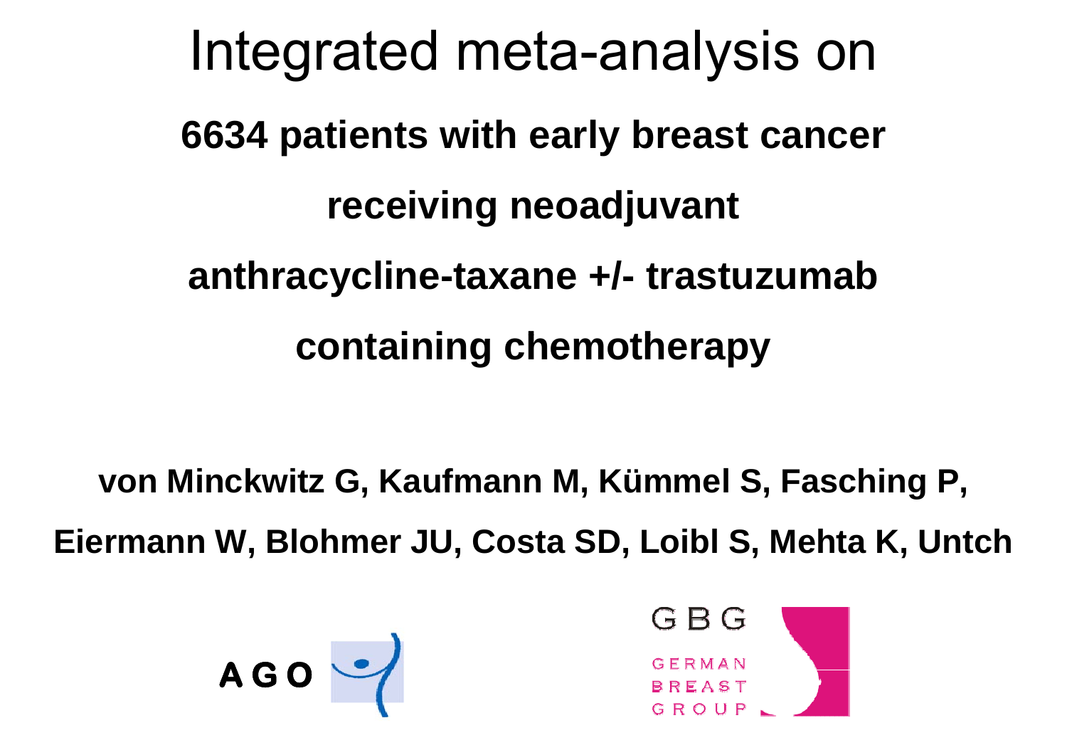# Integrated meta-analysis on

## 6634 patients with early breast cancer receiving neoadjuvant anthracycline-taxane +/- trastuzumab containing chemotherapy

**von Minckwitz G, Kaufmann M, Kümmel S, Fasching P, Eiermann W, Blohmer JU, Costa SD, Loibl S, Mehta K, Untch**

AGO

GBG GERMAN BREAST GROUP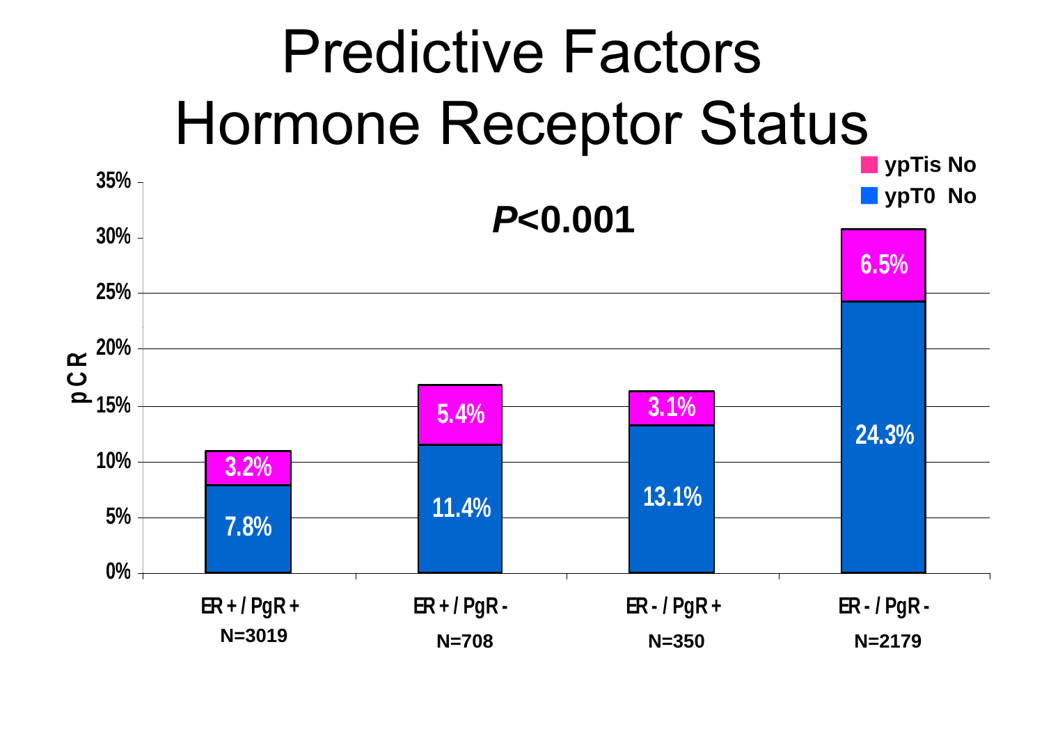# Predictive Factors Hormone Receptor Status

*P*<0.001

| | ER + / PgR + N=3019 | ER + / PgR - N=708 | ER - / PgR + N=350 | ER - / PgR - N=2179 |
|---|---|---|---|---|
| ypTis No | 3.2% | 5.4% | 3.1% | 6.5% |
| ypT0 No | 7.8% | 11.4% | 13.1% | 24.3% |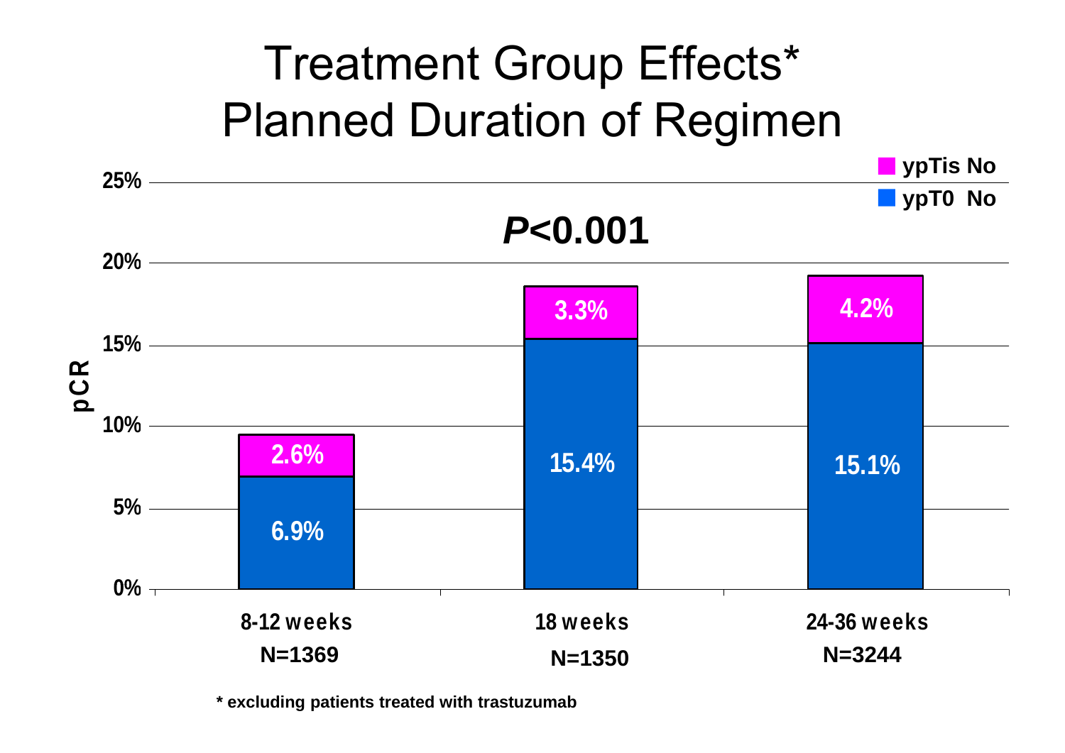# Treatment Group Effects*
# Planned Duration of Regimen

$P$<0.001

| Planned duration | N | ypT0 No | ypTis No |
|---|---|---|---|
| 8-12 weeks | N=1369 | 6.9% | 2.6% |
| 18 weeks | N=1350 | 15.4% | 3.3% |
| 24-36 weeks | N=3244 | 15.1% | 4.2% |

pCR

* excluding patients treated with trastuzumab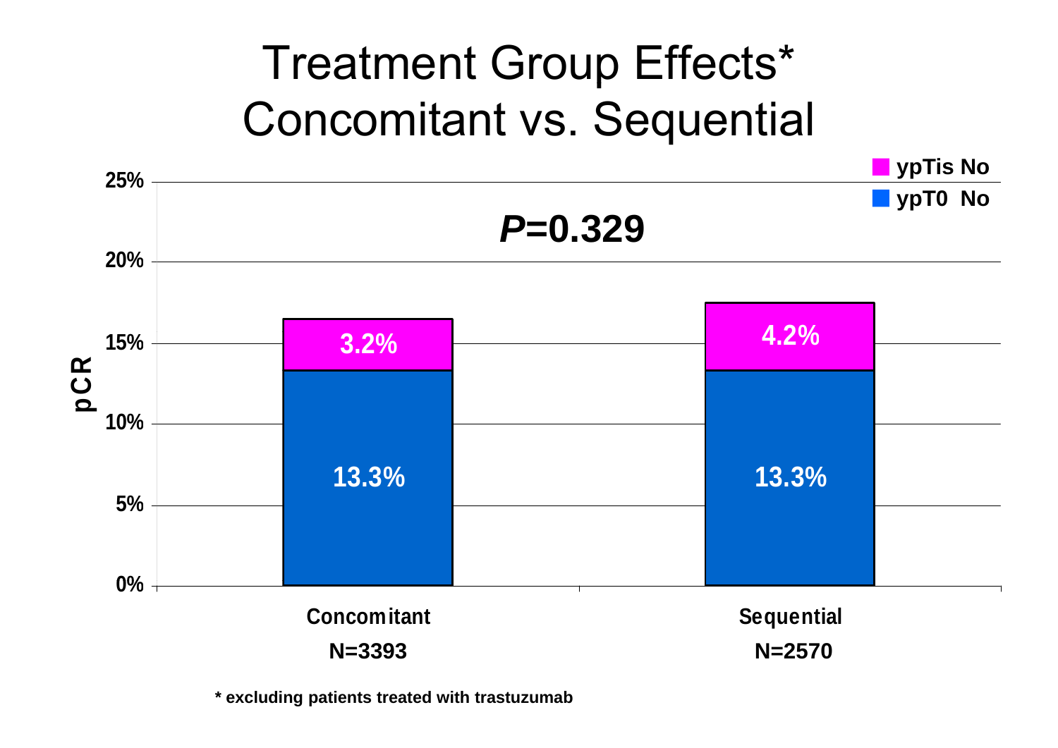# Treatment Group Effects*
# Concomitant vs. Sequential

ypTis No
ypT0 No

*P*=0.329

| | Concomitant N=3393 | Sequential N=2570 |
|---|---|---|
| ypTis No | 3.2% | 4.2% |
| ypT0 No | 13.3% | 13.3% |

pCR

0% 5% 10% 15% 20% 25%

* excluding patients treated with trastuzumab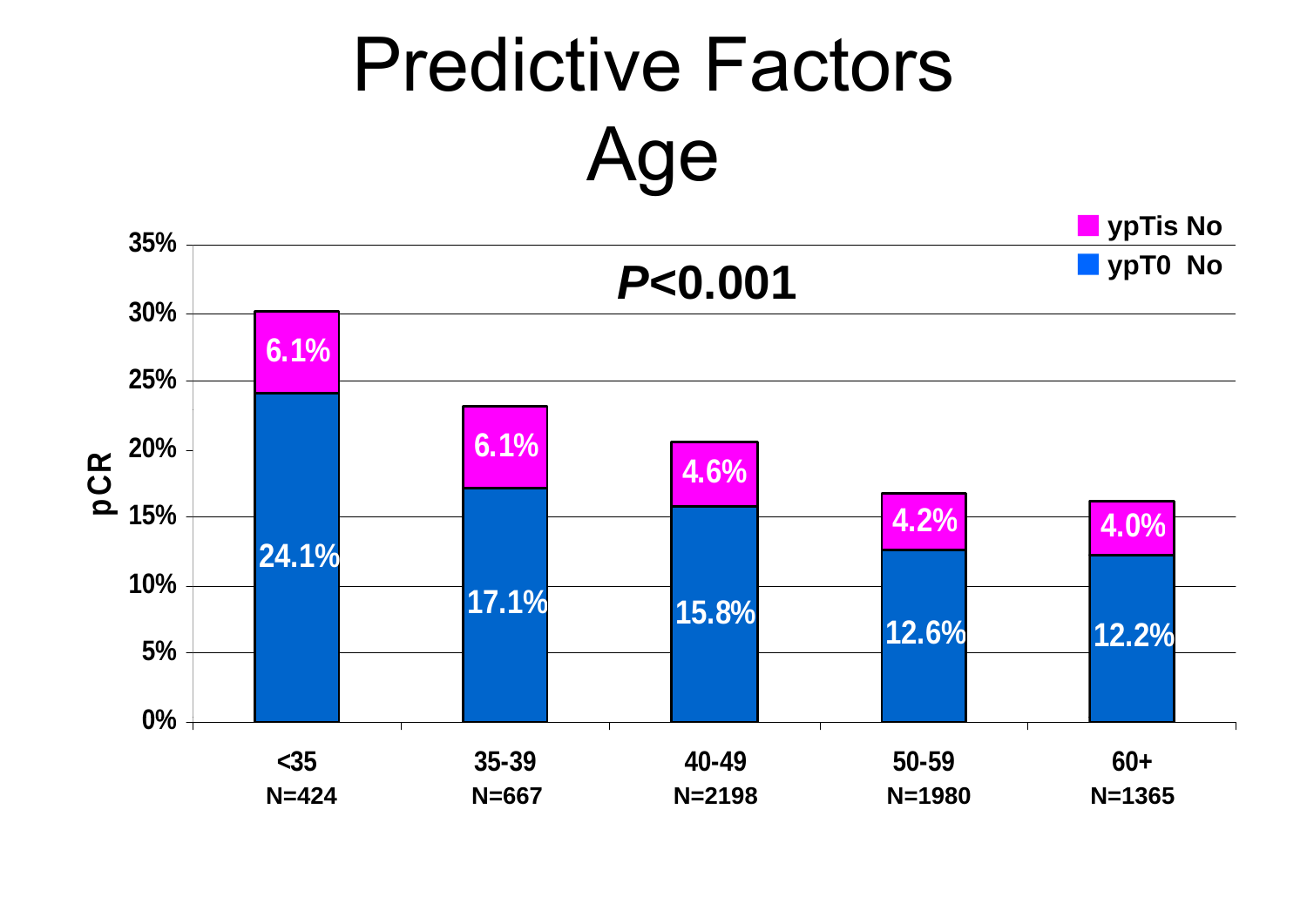# Predictive Factors
## Age

*P*<0.001

| Age group | N | ypT0 No (pCR) | ypTis No (pCR) |
|---|---|---|---|
| <35 | N=424 | 24.1% | 6.1% |
| 35-39 | N=667 | 17.1% | 6.1% |
| 40-49 | N=2198 | 15.8% | 4.6% |
| 50-59 | N=1980 | 12.6% | 4.2% |
| 60+ | N=1365 | 12.2% | 4.0% |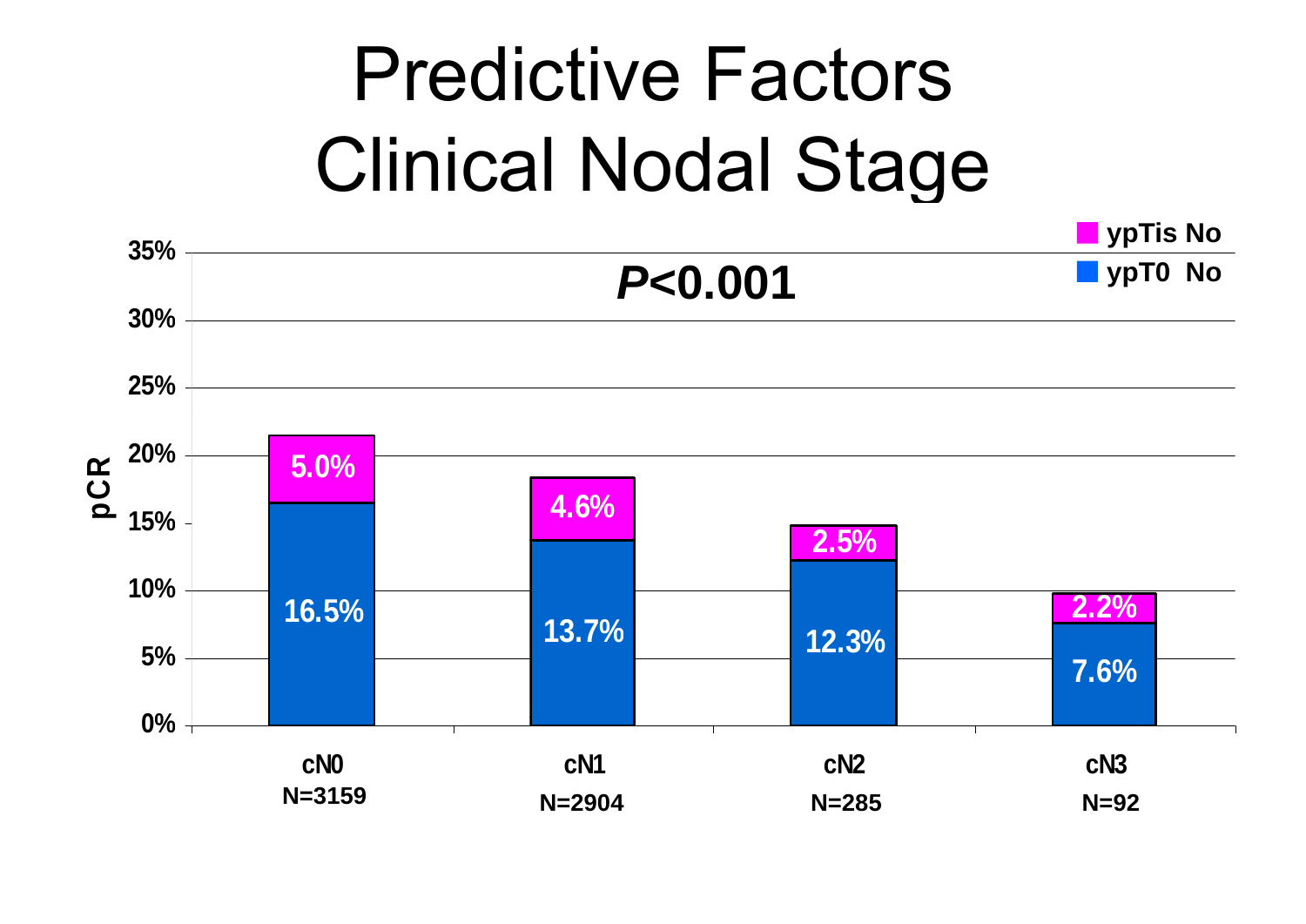# Predictive Factors
# Clinical Nodal Stage

*P*<0.001

pCR

| | cN0 (N=3159) | cN1 (N=2904) | cN2 (N=285) | cN3 (N=92) |
|---|---|---|---|---|
| ypTis No | 5.0% | 4.6% | 2.5% | 2.2% |
| ypT0 No | 16.5% | 13.7% | 12.3% | 7.6% |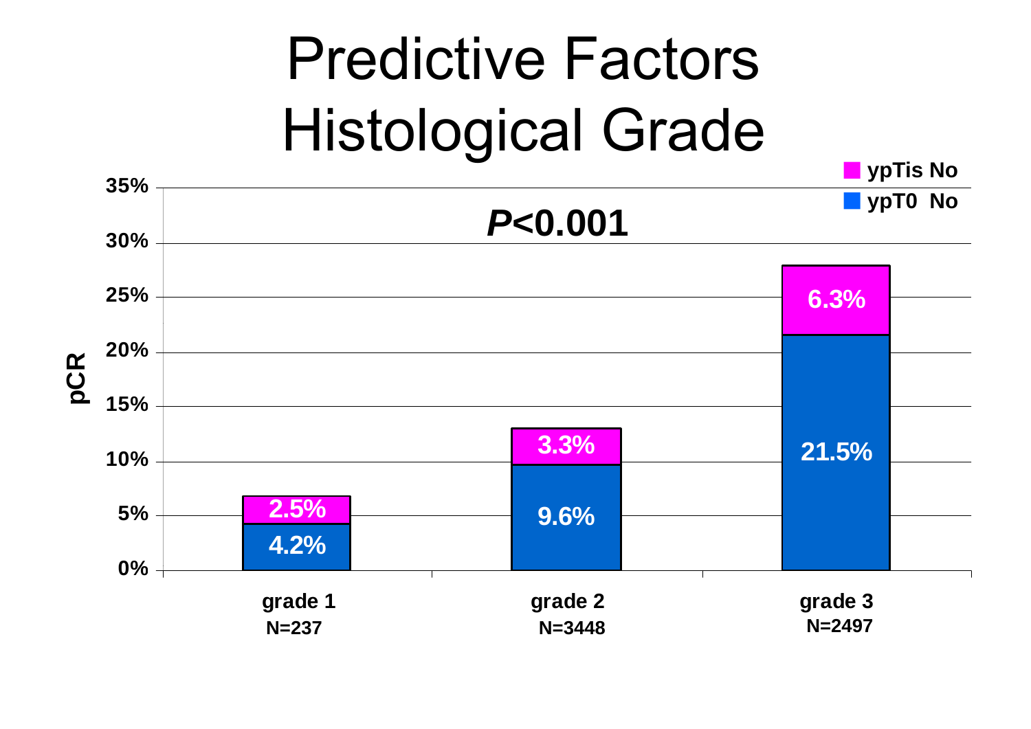# Predictive Factors Histological Grade

*P*<0.001

| | grade 1 (N=237) | grade 2 (N=3448) | grade 3 (N=2497) |
|---|---|---|---|
| ypTis No | 2.5% | 3.3% | 6.3% |
| ypT0 No | 4.2% | 9.6% | 21.5% |

pCR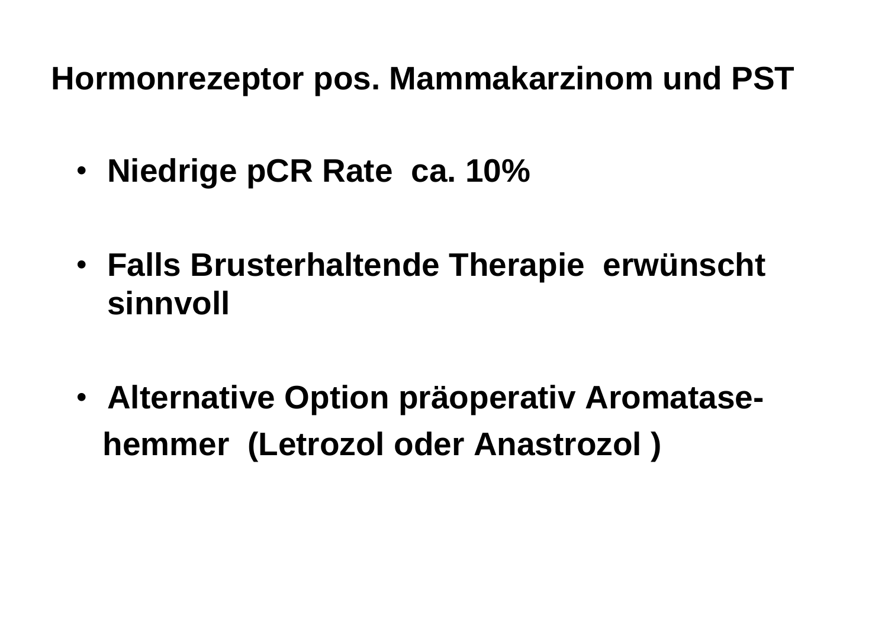# Hormonrezeptor pos. Mammakarzinom und PST

- Niedrige pCR Rate ca. 10%

- Falls Brusterhaltende Therapie erwünscht sinnvoll

- Alternative Option präoperativ Aromatase-hemmer (Letrozol oder Anastrozol )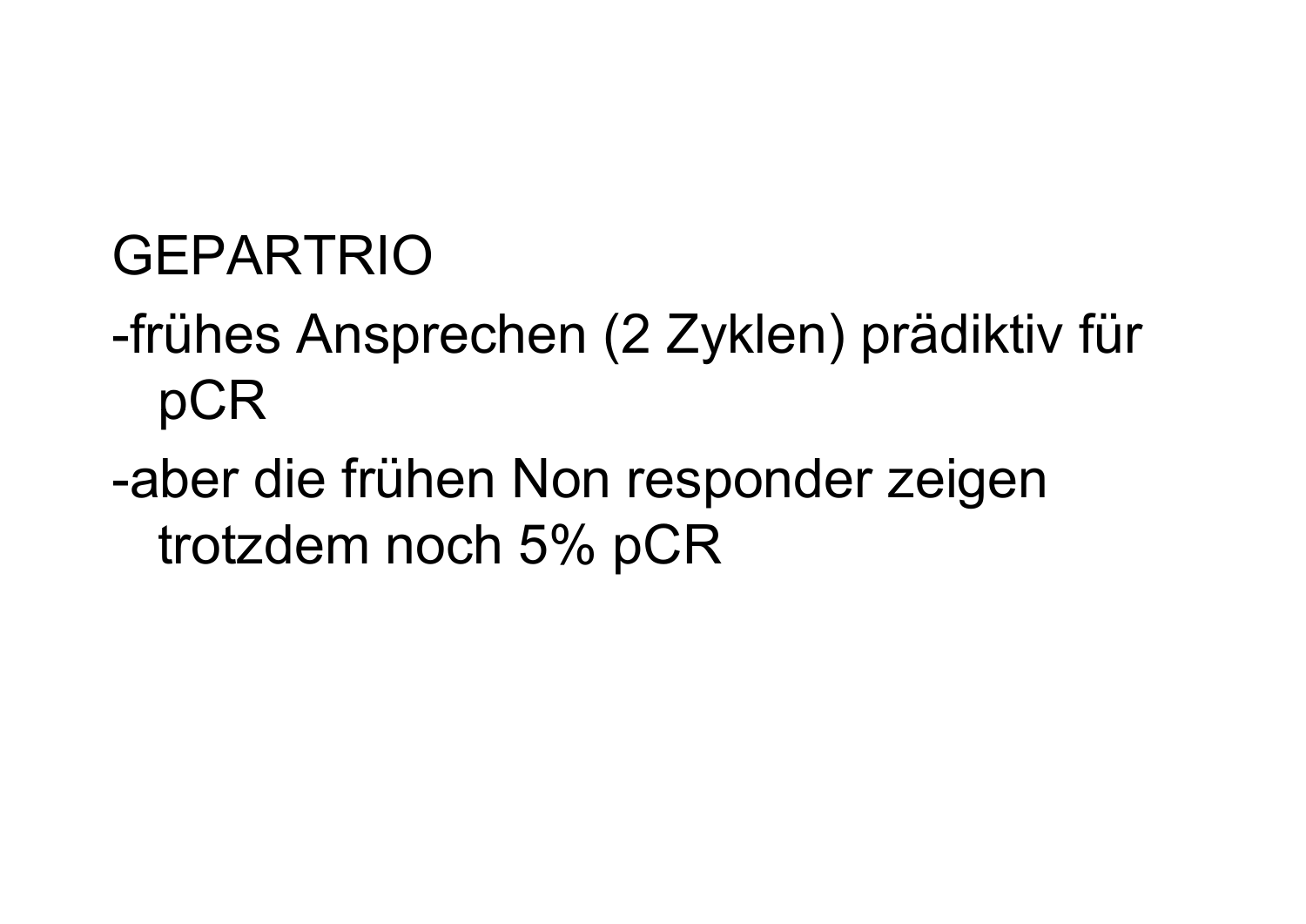GEPARTRIO

- frühes Ansprechen (2 Zyklen) prädiktiv für pCR
- aber die frühen Non responder zeigen trotzdem noch 5% pCR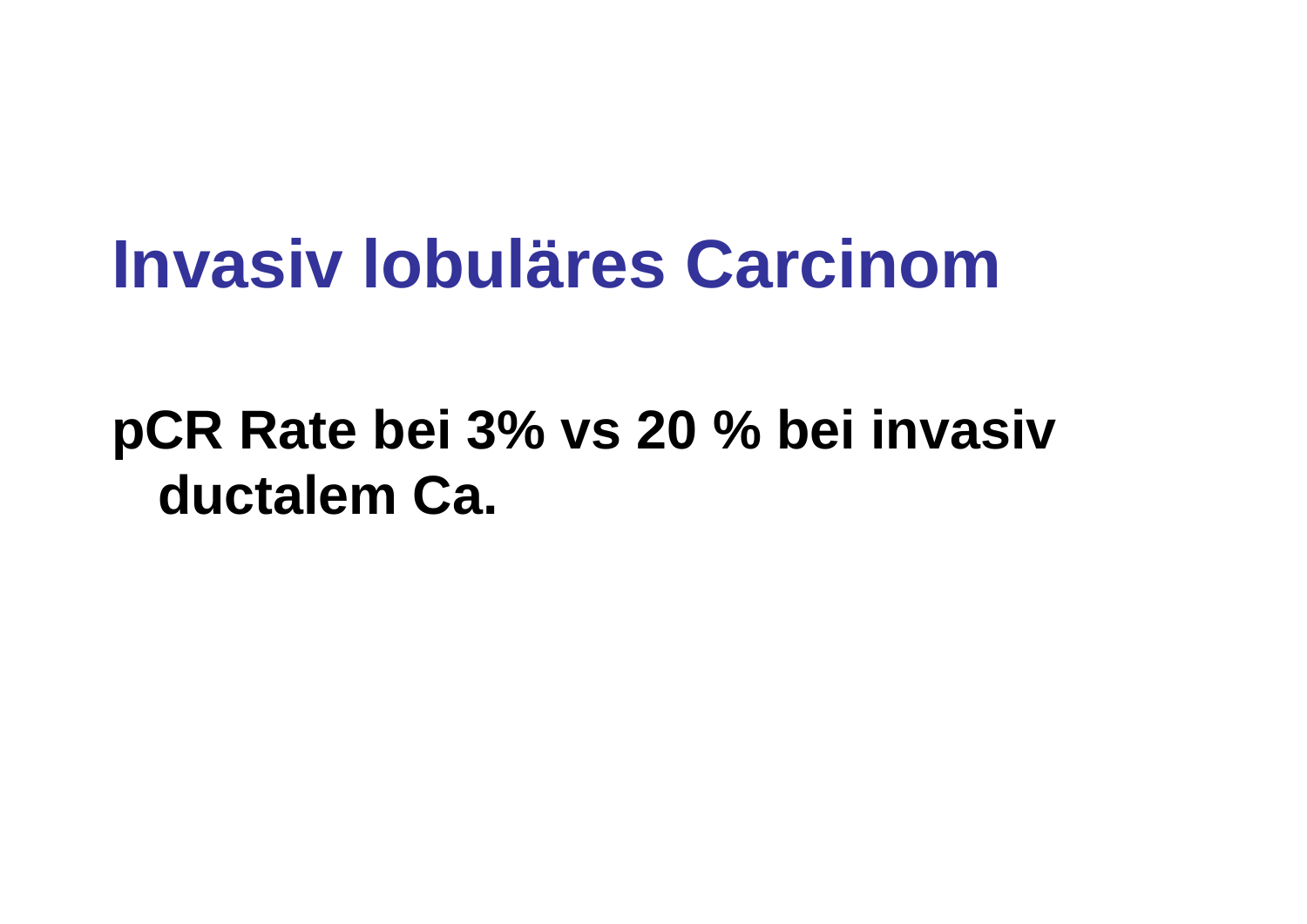# Invasiv lobuläres Carcinom

**pCR Rate bei 3% vs 20 % bei invasiv ductalem Ca.**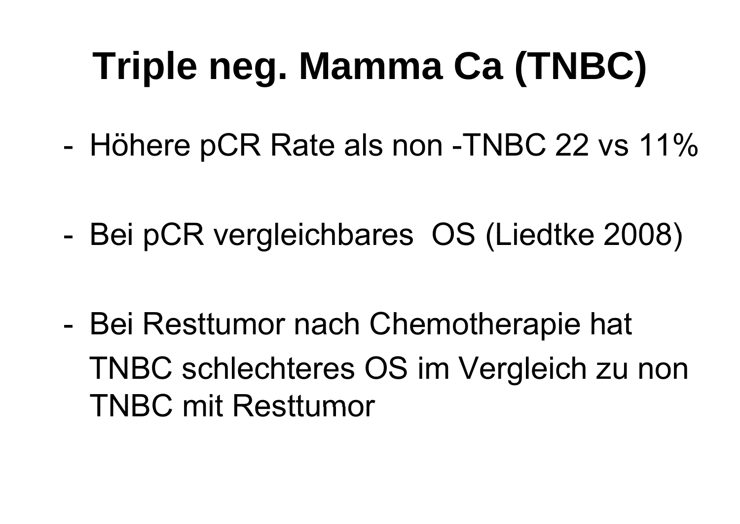# Triple neg. Mamma Ca (TNBC)

- Höhere pCR Rate als non -TNBC 22 vs 11%

- Bei pCR vergleichbares OS (Liedtke 2008)

- Bei Resttumor nach Chemotherapie hat TNBC schlechteres OS im Vergleich zu non TNBC mit Resttumor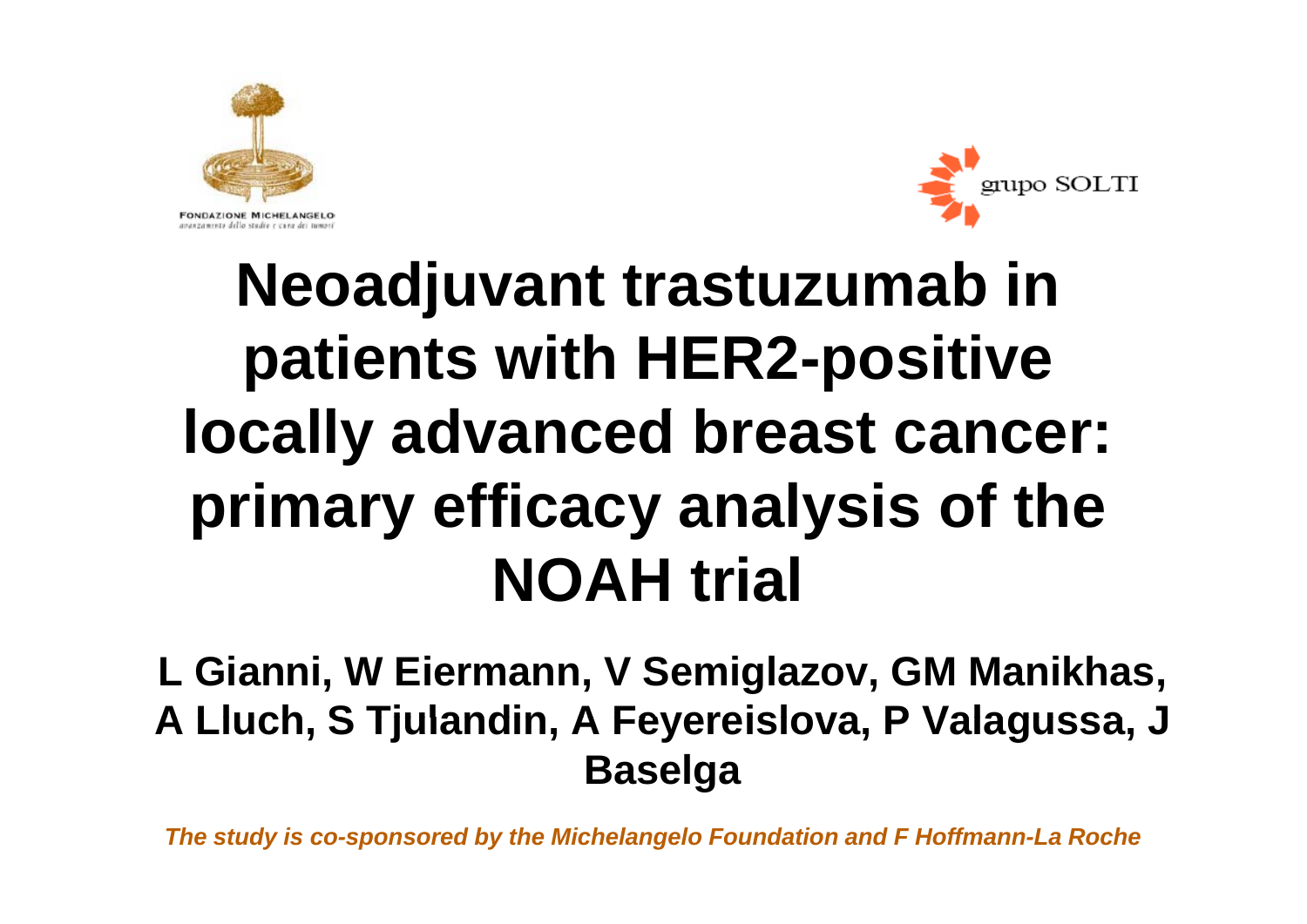FONDAZIONE MICHELANGELO
avanzamento dello studio e cura dei tumori

grupo SOLTI

# Neoadjuvant trastuzumab in patients with HER2-positive locally advanced breast cancer: primary efficacy analysis of the NOAH trial

**L Gianni, W Eiermann, V Semiglazov, GM Manikhas, A Lluch, S Tjulandin, A Feyereislova, P Valagussa, J Baselga**

***The study is co-sponsored by the Michelangelo Foundation and F Hoffmann-La Roche***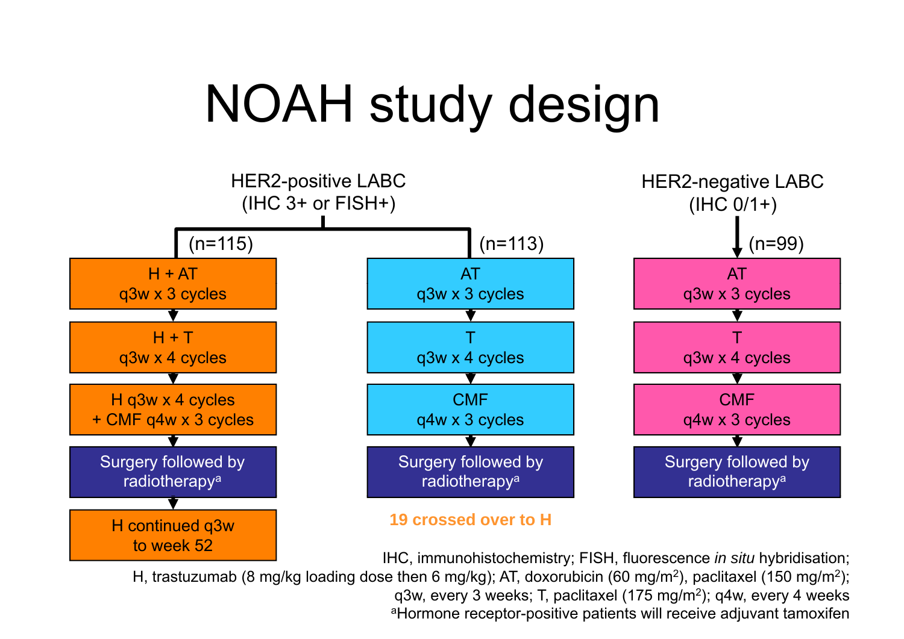# NOAH study design

**HER2-positive LABC (IHC 3+ or FISH+)**

| (n=115) | (n=113) |
|---|---|
| H + AT q3w x 3 cycles | AT q3w x 3 cycles |
| H + T q3w x 4 cycles | T q3w x 4 cycles |
| H q3w x 4 cycles + CMF q4w x 3 cycles | CMF q4w x 3 cycles |
| Surgery followed by radiotherapy[a] | Surgery followed by radiotherapy[a] |
| H continued q3w to week 52 | **19 crossed over to H** |

**HER2-negative LABC (IHC 0/1+)**

| (n=99) |
|---|
| AT q3w x 3 cycles |
| T q3w x 4 cycles |
| CMF q4w x 3 cycles |
| Surgery followed by radiotherapy[a] |

IHC, immunohistochemistry; FISH, fluorescence *in situ* hybridisation;
H, trastuzumab (8 mg/kg loading dose then 6 mg/kg); AT, doxorubicin (60 mg/m$^2$), paclitaxel (150 mg/m$^2$);
q3w, every 3 weeks; T, paclitaxel (175 mg/m$^2$); q4w, every 4 weeks
[a]Hormone receptor-positive patients will receive adjuvant tamoxifen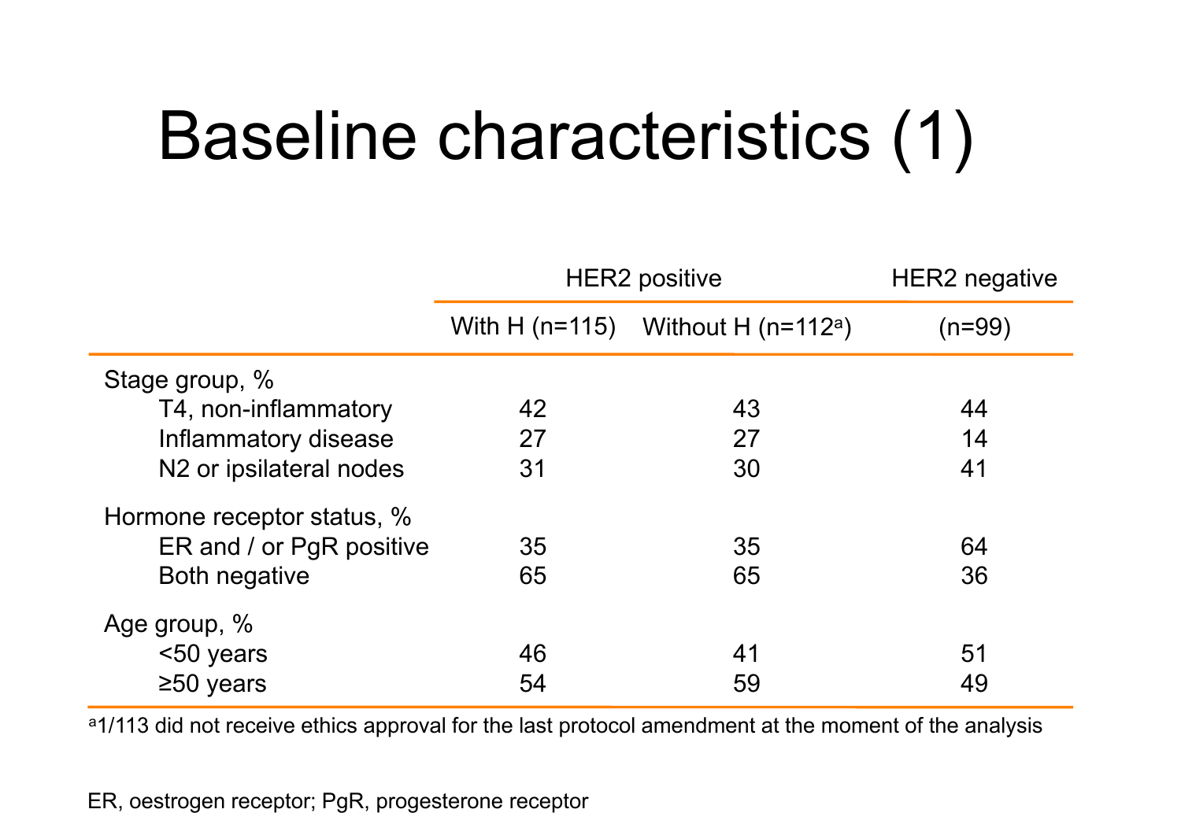# Baseline characteristics (1)

| | HER2 positive | | HER2 negative |
|---|---|---|---|
| | With H (n=115) | Without H (n=112[a]) | (n=99) |
| **Stage group, %** | | | |
| T4, non-inflammatory | 42 | 43 | 44 |
| Inflammatory disease | 27 | 27 | 14 |
| N2 or ipsilateral nodes | 31 | 30 | 41 |
| **Hormone receptor status, %** | | | |
| ER and / or PgR positive | 35 | 35 | 64 |
| Both negative | 65 | 65 | 36 |
| **Age group, %** | | | |
| <50 years | 46 | 41 | 51 |
| ≥50 years | 54 | 59 | 49 |

[a]1/113 did not receive ethics approval for the last protocol amendment at the moment of the analysis

ER, oestrogen receptor; PgR, progesterone receptor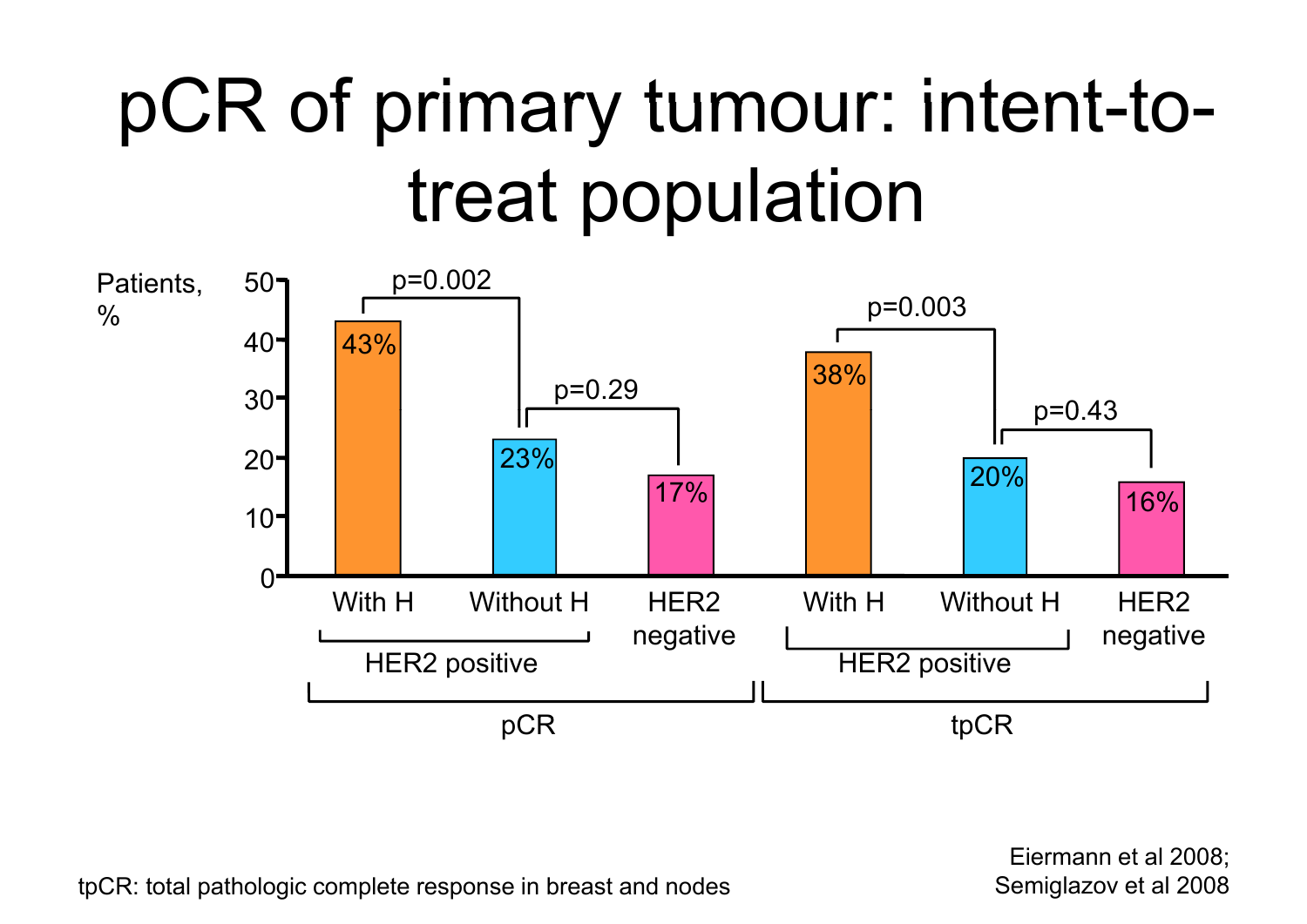# pCR of primary tumour: intent-to-treat population

| | HER2 positive: With H | HER2 positive: Without H | HER2 negative |
|---|---|---|---|
| pCR | 43% | 23% | 17% |
| tpCR | 38% | 20% | 16% |

Patients, %

pCR: With H vs Without H p=0.002; Without H vs HER2 negative p=0.29

tpCR: With H vs Without H p=0.003; Without H vs HER2 negative p=0.43

tpCR: total pathologic complete response in breast and nodes

Eiermann et al 2008;
Semiglazov et al 2008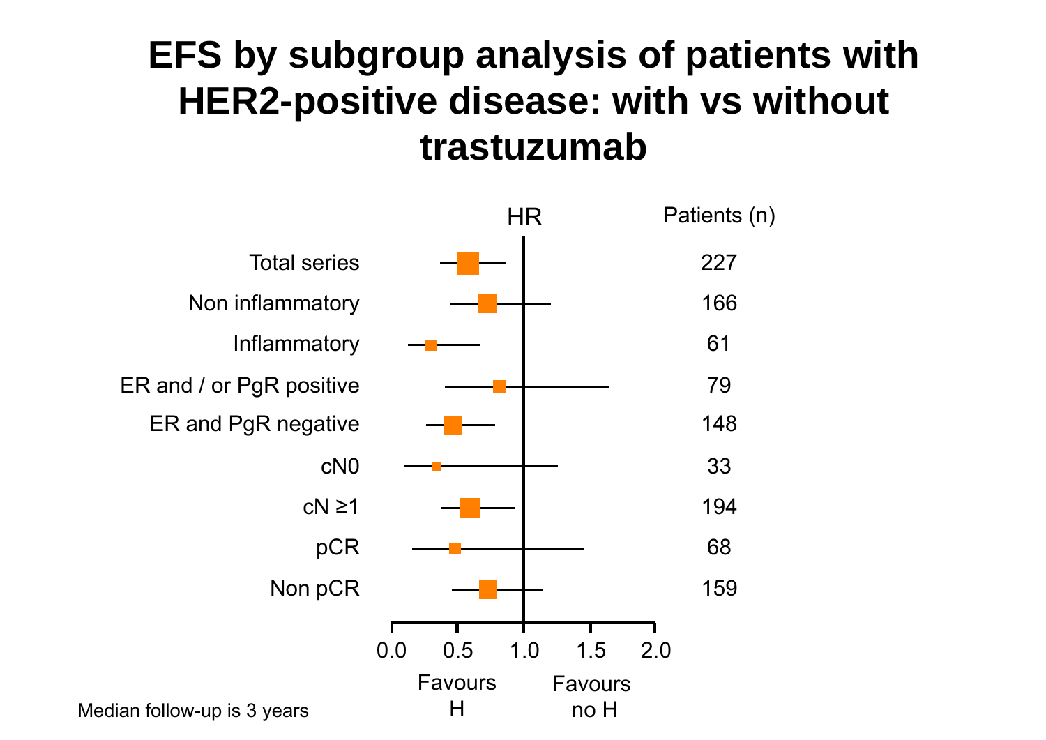# EFS by subgroup analysis of patients with HER2-positive disease: with vs without trastuzumab

| | HR | Patients (n) |
|---|---|---|
| Total series | | 227 |
| Non inflammatory | | 166 |
| Inflammatory | | 61 |
| ER and / or PgR positive | | 79 |
| ER and PgR negative | | 148 |
| cN0 | | 33 |
| cN ≥1 | | 194 |
| pCR | | 68 |
| Non pCR | | 159 |

0.0 0.5 1.0 1.5 2.0

Favours H — Favours no H

Median follow-up is 3 years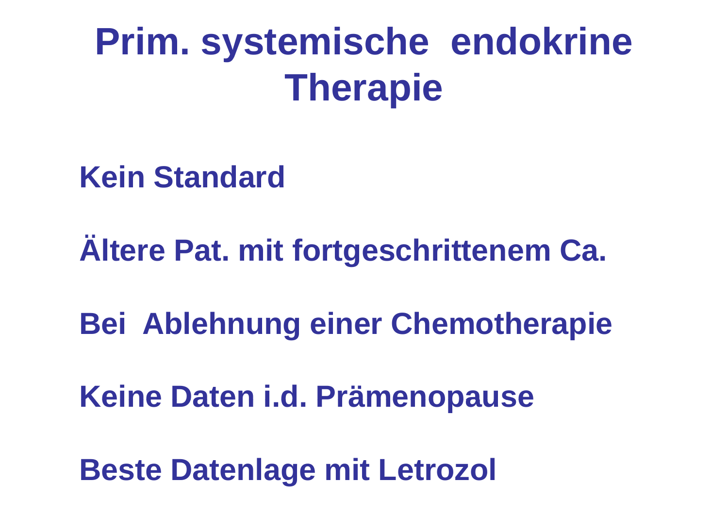# Prim. systemische endokrine Therapie

Kein Standard

Ältere Pat. mit fortgeschrittenem Ca.

Bei Ablehnung einer Chemotherapie

Keine Daten i.d. Prämenopause

Beste Datenlage mit Letrozol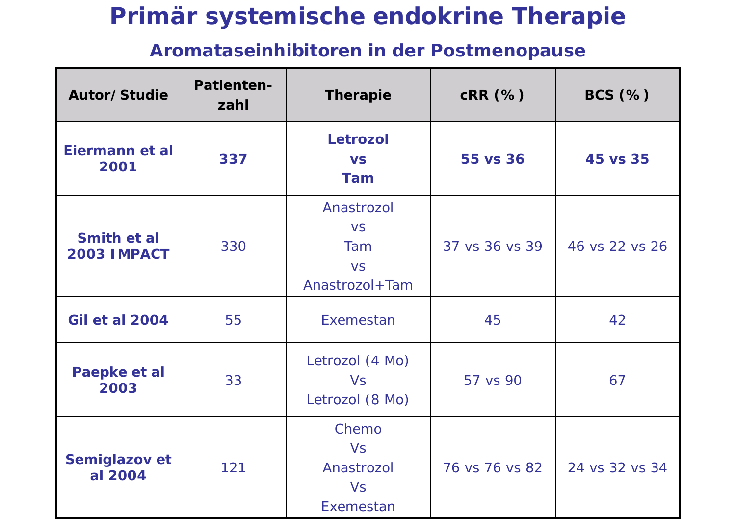# Primär systemische endokrine Therapie

## Aromataseinhibitoren in der Postmenopause

| Autor/ Studie | Patienten-zahl | Therapie | cRR (% ) | BCS (% ) |
|---|---|---|---|---|
| **Eiermann et al 2001** | **337** | **Letrozol vs Tam** | **55 vs 36** | **45 vs 35** |
| **Smith et al 2003 IMPACT** | 330 | Anastrozol vs Tam vs Anastrozol+Tam | 37 vs 36 vs 39 | 46 vs 22 vs 26 |
| **Gil et al 2004** | 55 | Exemestan | 45 | 42 |
| **Paepke et al 2003** | 33 | Letrozol (4 Mo) Vs Letrozol (8 Mo) | 57 vs 90 | 67 |
| **Semiglazov et al 2004** | 121 | Chemo Vs Anastrozol Vs Exemestan | 76 vs 76 vs 82 | 24 vs 32 vs 34 |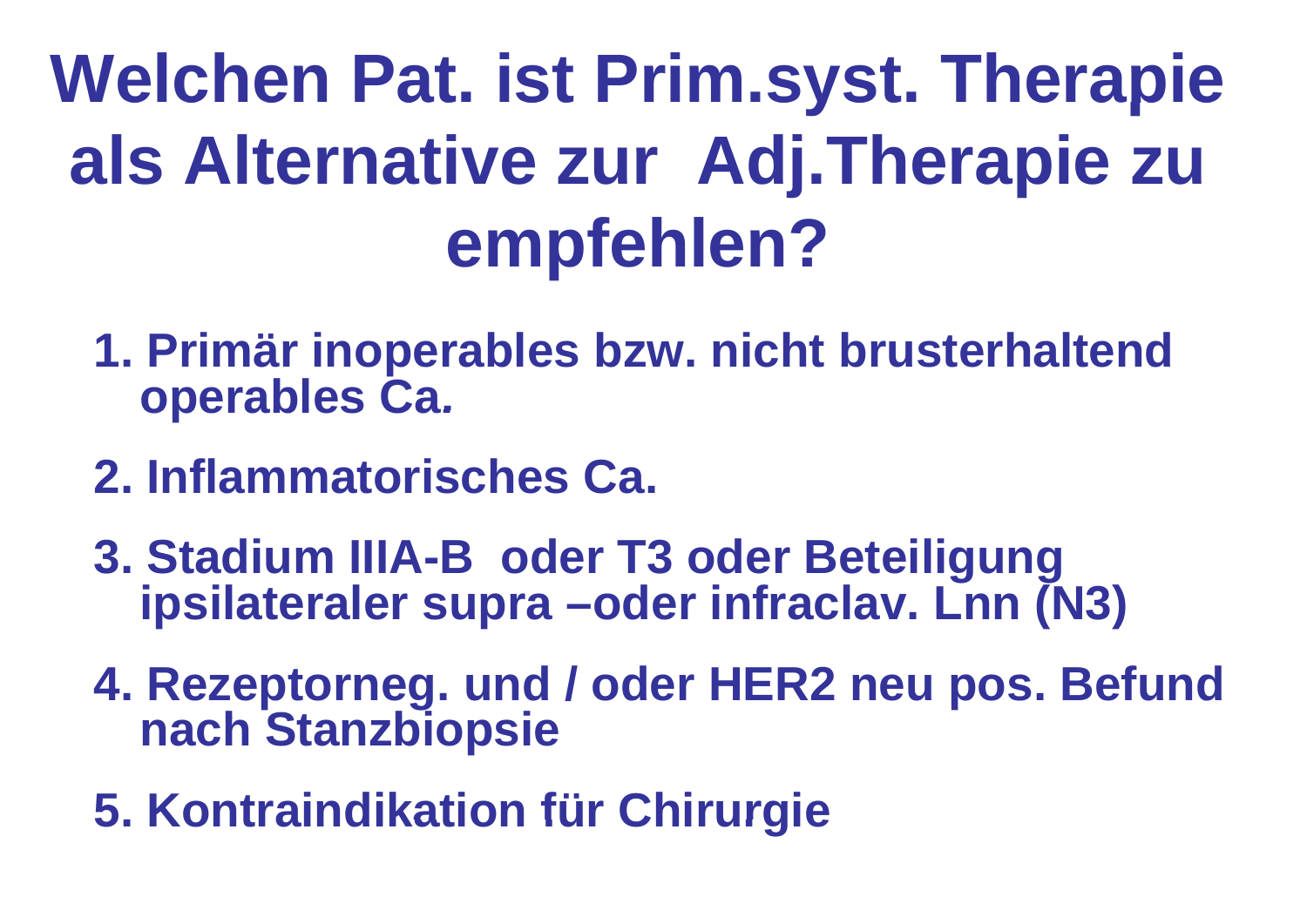# Welchen Pat. ist Prim.syst. Therapie als Alternative zur Adj.Therapie zu empfehlen?

1. **Primär inoperables bzw. nicht brusterhaltend operables Ca.**
2. **Inflammatorisches Ca.**
3. **Stadium IIIA-B oder T3 oder Beteiligung ipsilateraler supra –oder infraclav. Lnn (N3)**
4. **Rezeptorneg. und / oder HER2 neu pos. Befund nach Stanzbiopsie**
5. **Kontraindikation für Chirurgie**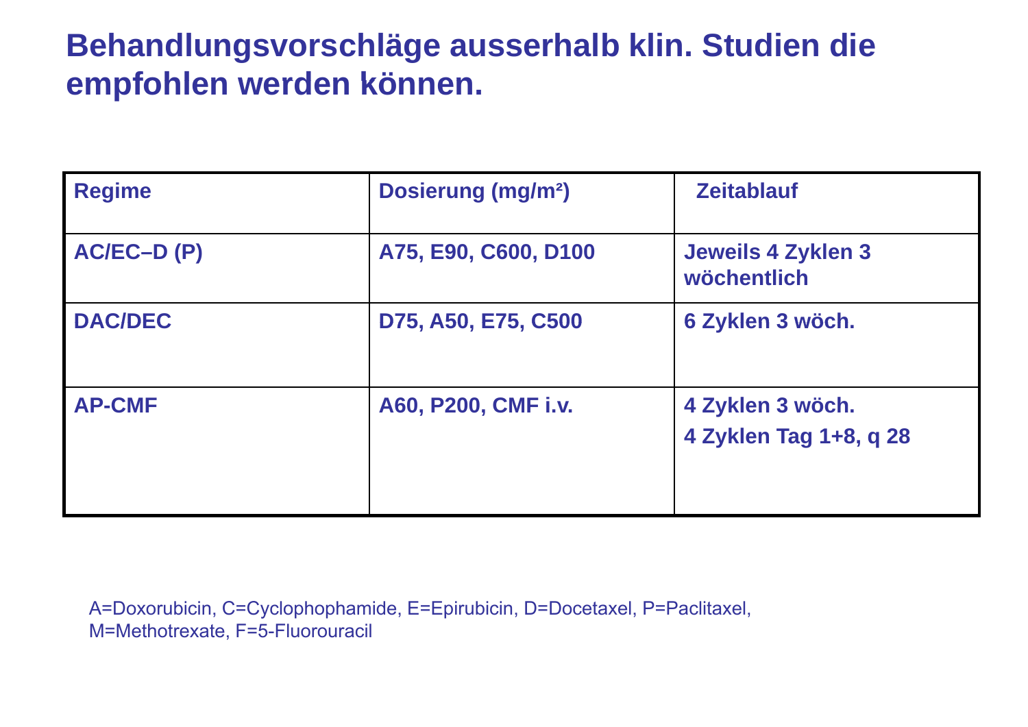# Behandlungsvorschläge ausserhalb klin. Studien die empfohlen werden können.

| Regime | Dosierung (mg/m²) | Zeitablauf |
|---|---|---|
| AC/EC–D (P) | A75, E90, C600, D100 | Jeweils 4 Zyklen 3 wöchentlich |
| DAC/DEC | D75, A50, E75, C500 | 6 Zyklen 3 wöch. |
| AP-CMF | A60, P200, CMF i.v. | 4 Zyklen 3 wöch.<br>4 Zyklen Tag 1+8, q 28 |

A=Doxorubicin, C=Cyclophophamide, E=Epirubicin, D=Docetaxel, P=Paclitaxel, M=Methotrexate, F=5-Fluorouracil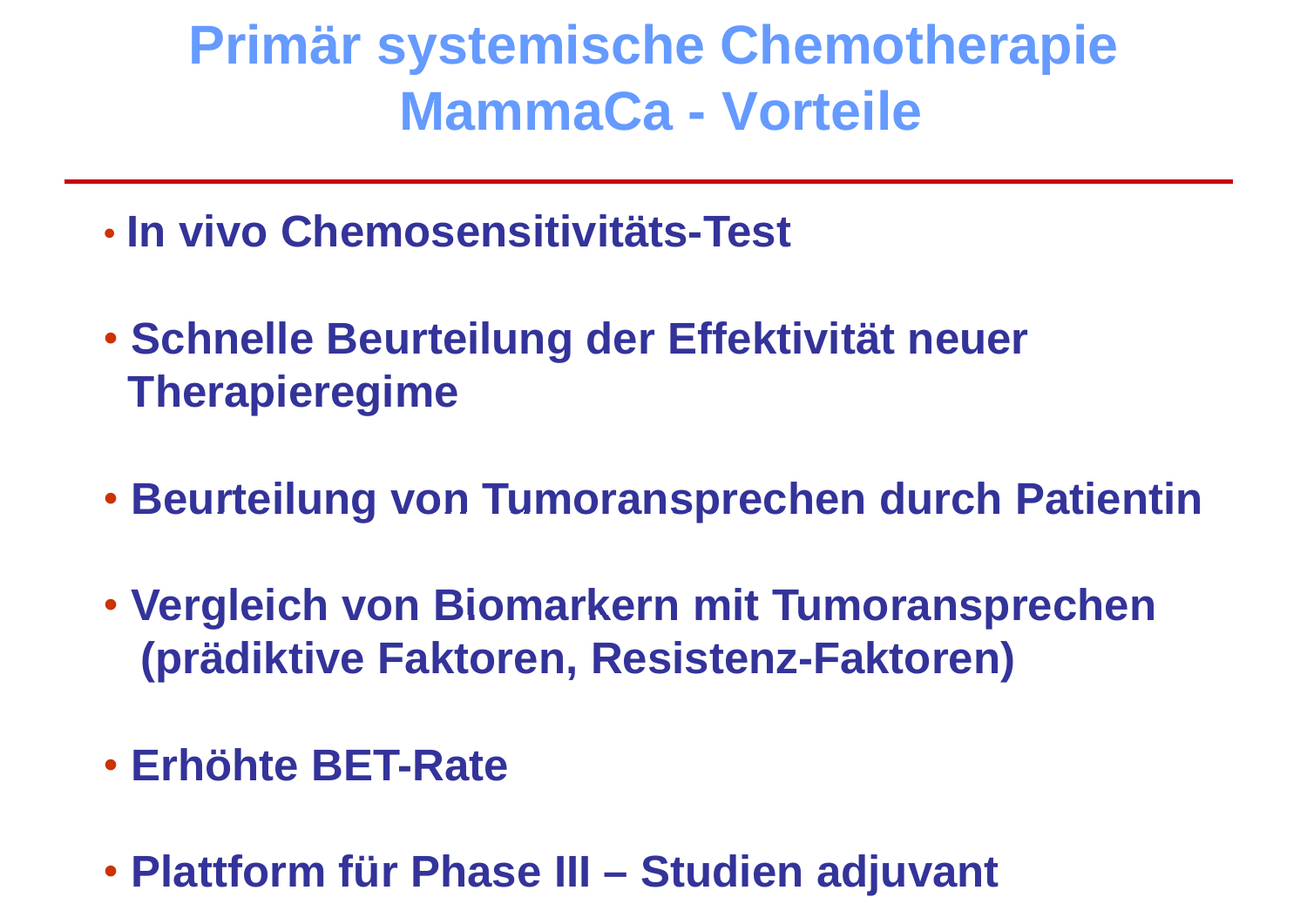# Primär systemische Chemotherapie MammaCa - Vorteile

- **In vivo Chemosensitivitäts-Test**
- **Schnelle Beurteilung der Effektivität neuer Therapieregime**
- **Beurteilung von Tumoransprechen durch Patientin**
- **Vergleich von Biomarkern mit Tumoransprechen (prädiktive Faktoren, Resistenz-Faktoren)**
- **Erhöhte BET-Rate**
- **Plattform für Phase III – Studien adjuvant**